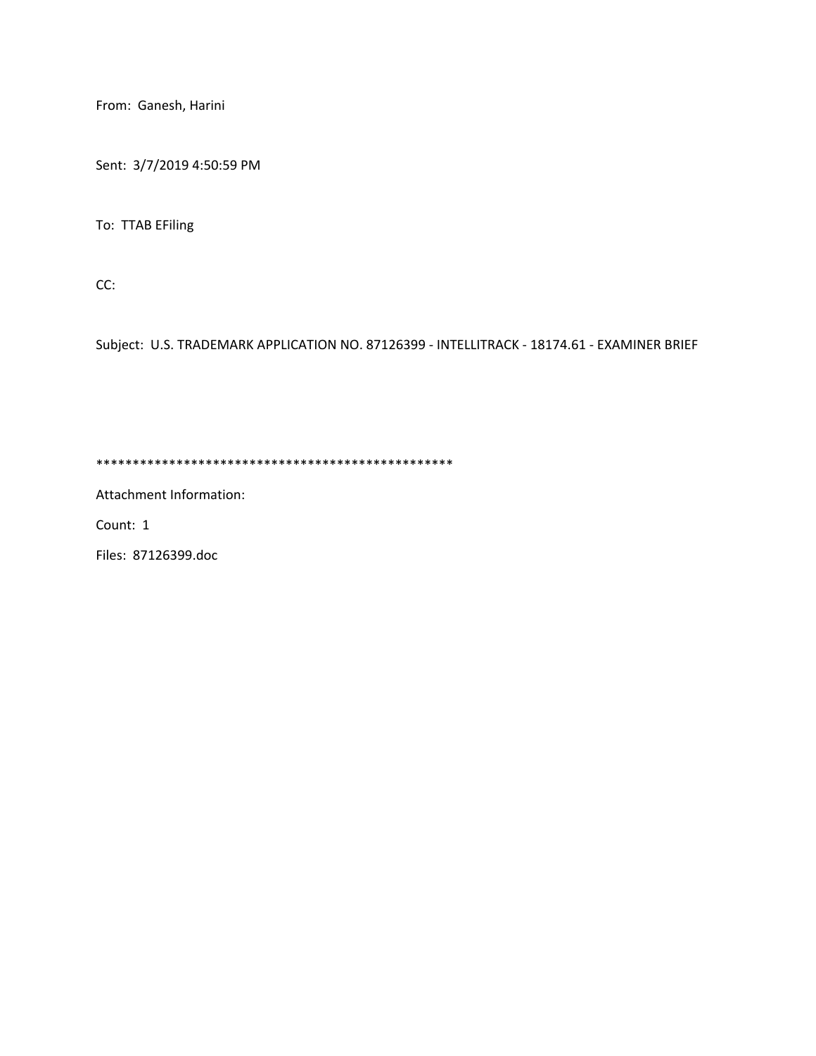From: Ganesh, Harini

Sent: 3/7/2019 4:50:59 PM

To: TTAB EFiling

CC:

Subject: U.S. TRADEMARK APPLICATION NO. 87126399 - INTELLITRACK - 18174.61 - EXAMINER BRIEF

**************************************************

Attachment Information:

Count: 1

Files: 87126399.doc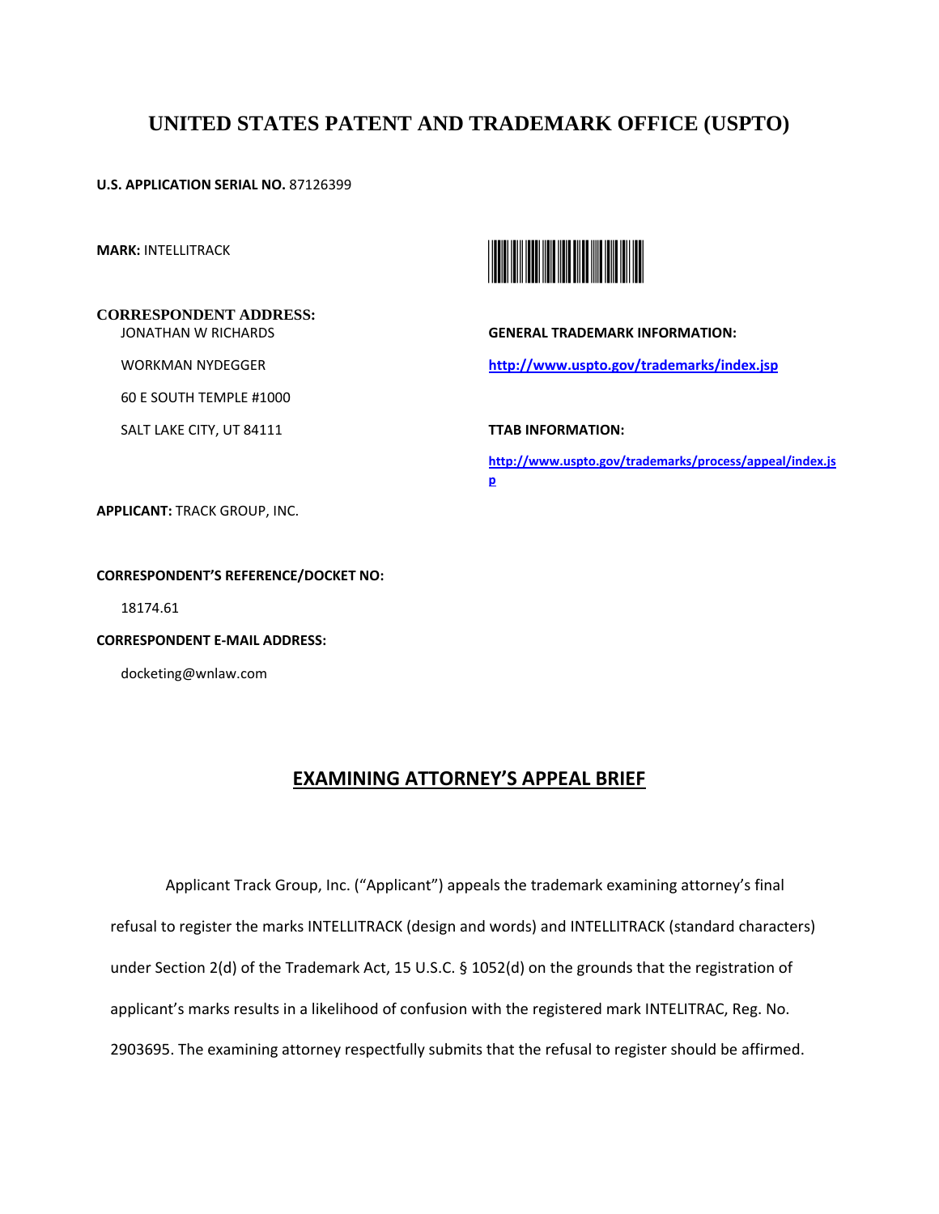# UNITED STATES PATENT AND TRADEMARK OFFICE (USPTO)

**U.S. APPLICATION SERIAL NO.** 87126399

**MARK:** INTELLITRACK

**CORRESPONDENT ADDRESS:**

JONATHAN W RICHARDS

WORKMAN NYDEGGER

60 E SOUTH TEMPLE #1000

SALT LAKE CITY, UT 84111

**GENERAL TRADEMARK INFORMATION:**

http://www.uspto.gov/trademarks/index.jsp

**TTAB INFORMATION:**

http://www.uspto.gov/trademarks/process/appeal/index.jsp

**APPLICANT:** TRACK GROUP, INC.

**CORRESPONDENT'S REFERENCE/DOCKET NO:**

18174.61

**CORRESPONDENT E-MAIL ADDRESS:**

docketing@wnlaw.com

## EXAMINING ATTORNEY'S APPEAL BRIEF

Applicant Track Group, Inc. ("Applicant") appeals the trademark examining attorney's final refusal to register the marks INTELLITRACK (design and words) and INTELLITRACK (standard characters) under Section 2(d) of the Trademark Act, 15 U.S.C. § 1052(d) on the grounds that the registration of applicant's marks results in a likelihood of confusion with the registered mark INTELITRAC, Reg. No. 2903695. The examining attorney respectfully submits that the refusal to register should be affirmed.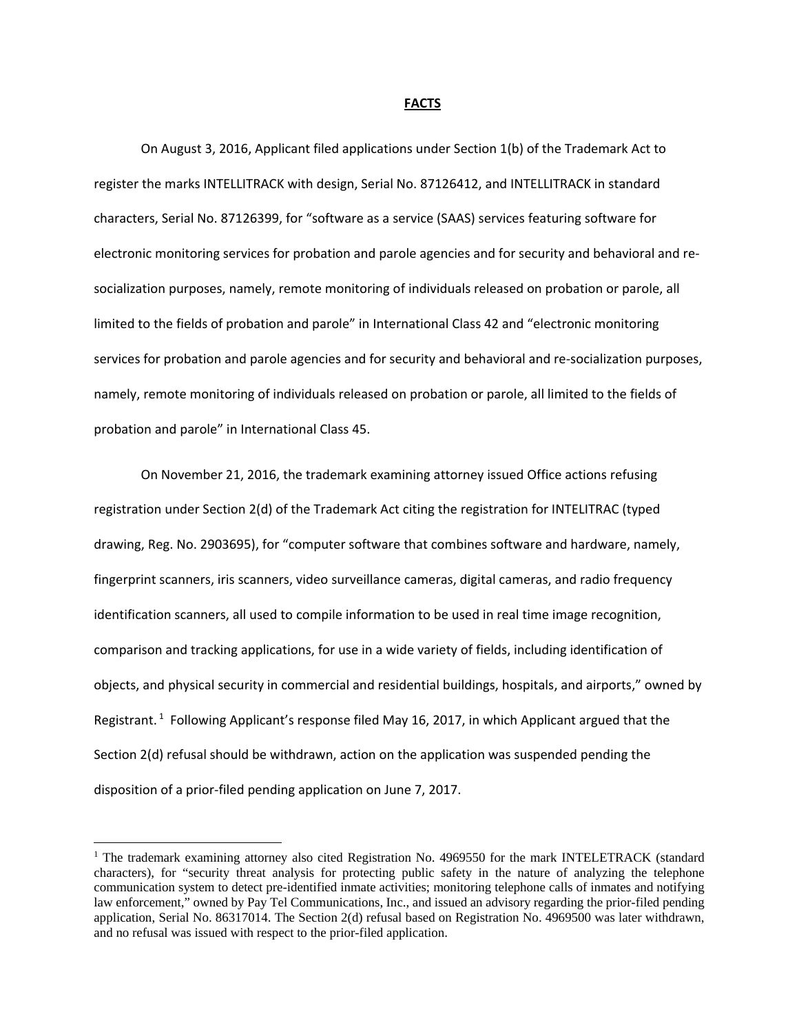## FACTS

On August 3, 2016, Applicant filed applications under Section 1(b) of the Trademark Act to register the marks INTELLITRACK with design, Serial No. 87126412, and INTELLITRACK in standard characters, Serial No. 87126399, for "software as a service (SAAS) services featuring software for electronic monitoring services for probation and parole agencies and for security and behavioral and re-socialization purposes, namely, remote monitoring of individuals released on probation or parole, all limited to the fields of probation and parole" in International Class 42 and "electronic monitoring services for probation and parole agencies and for security and behavioral and re-socialization purposes, namely, remote monitoring of individuals released on probation or parole, all limited to the fields of probation and parole" in International Class 45.

On November 21, 2016, the trademark examining attorney issued Office actions refusing registration under Section 2(d) of the Trademark Act citing the registration for INTELITRAC (typed drawing, Reg. No. 2903695), for "computer software that combines software and hardware, namely, fingerprint scanners, iris scanners, video surveillance cameras, digital cameras, and radio frequency identification scanners, all used to compile information to be used in real time image recognition, comparison and tracking applications, for use in a wide variety of fields, including identification of objects, and physical security in commercial and residential buildings, hospitals, and airports," owned by Registrant. [1] Following Applicant's response filed May 16, 2017, in which Applicant argued that the Section 2(d) refusal should be withdrawn, action on the application was suspended pending the disposition of a prior-filed pending application on June 7, 2017.

[1] The trademark examining attorney also cited Registration No. 4969550 for the mark INTELETRACK (standard characters), for "security threat analysis for protecting public safety in the nature of analyzing the telephone communication system to detect pre-identified inmate activities; monitoring telephone calls of inmates and notifying law enforcement," owned by Pay Tel Communications, Inc., and issued an advisory regarding the prior-filed pending application, Serial No. 86317014. The Section 2(d) refusal based on Registration No. 4969500 was later withdrawn, and no refusal was issued with respect to the prior-filed application.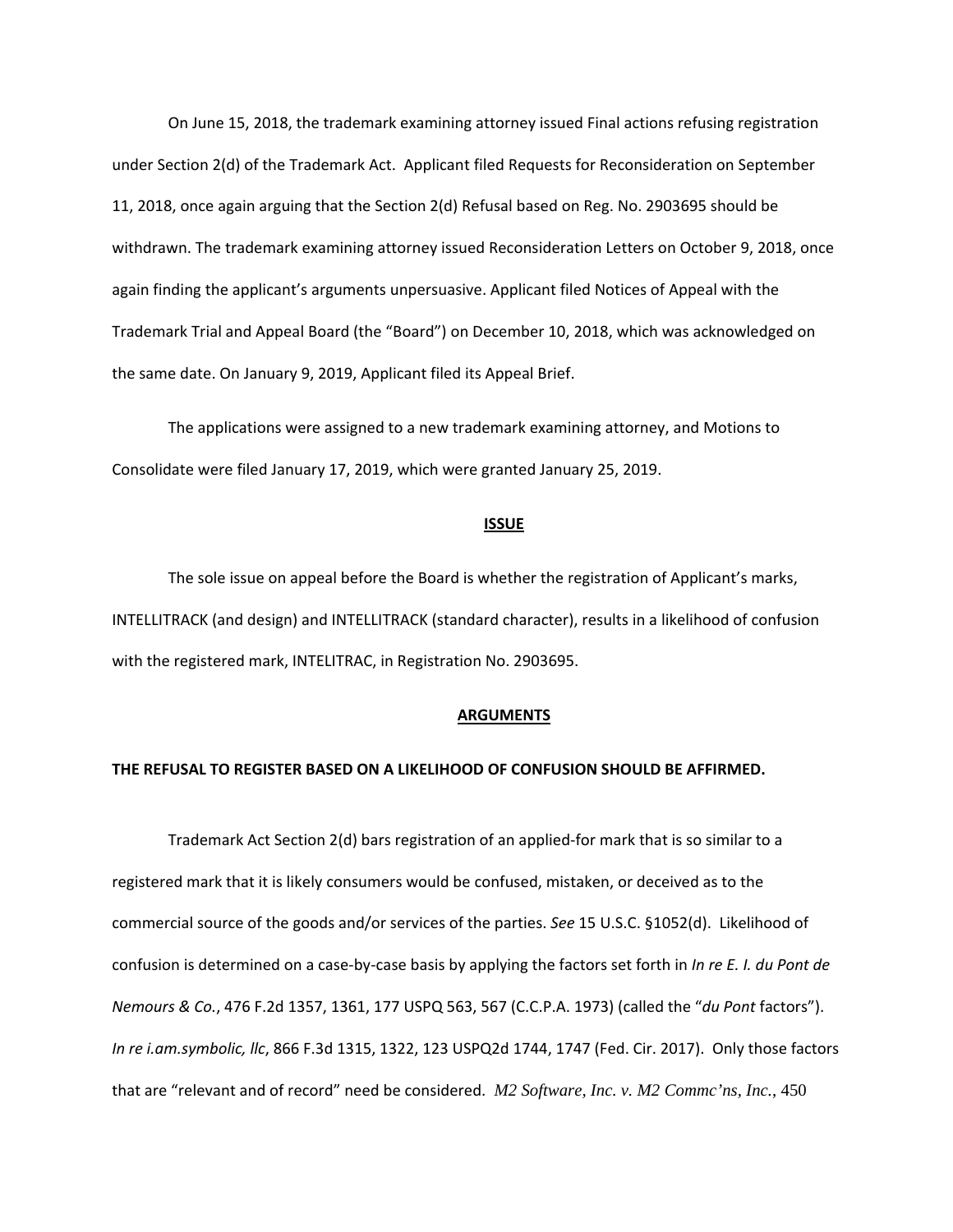On June 15, 2018, the trademark examining attorney issued Final actions refusing registration under Section 2(d) of the Trademark Act. Applicant filed Requests for Reconsideration on September 11, 2018, once again arguing that the Section 2(d) Refusal based on Reg. No. 2903695 should be withdrawn. The trademark examining attorney issued Reconsideration Letters on October 9, 2018, once again finding the applicant's arguments unpersuasive. Applicant filed Notices of Appeal with the Trademark Trial and Appeal Board (the "Board") on December 10, 2018, which was acknowledged on the same date. On January 9, 2019, Applicant filed its Appeal Brief.

The applications were assigned to a new trademark examining attorney, and Motions to Consolidate were filed January 17, 2019, which were granted January 25, 2019.

## ISSUE

The sole issue on appeal before the Board is whether the registration of Applicant's marks, INTELLITRACK (and design) and INTELLITRACK (standard character), results in a likelihood of confusion with the registered mark, INTELITRAC, in Registration No. 2903695.

## ARGUMENTS

### THE REFUSAL TO REGISTER BASED ON A LIKELIHOOD OF CONFUSION SHOULD BE AFFIRMED.

Trademark Act Section 2(d) bars registration of an applied-for mark that is so similar to a registered mark that it is likely consumers would be confused, mistaken, or deceived as to the commercial source of the goods and/or services of the parties. *See* 15 U.S.C. §1052(d). Likelihood of confusion is determined on a case-by-case basis by applying the factors set forth in *In re E. I. du Pont de Nemours & Co.*, 476 F.2d 1357, 1361, 177 USPQ 563, 567 (C.C.P.A. 1973) (called the "*du Pont* factors"). *In re i.am.symbolic, llc*, 866 F.3d 1315, 1322, 123 USPQ2d 1744, 1747 (Fed. Cir. 2017). Only those factors that are "relevant and of record" need be considered. *M2 Software, Inc. v. M2 Commc'ns, Inc.*, 450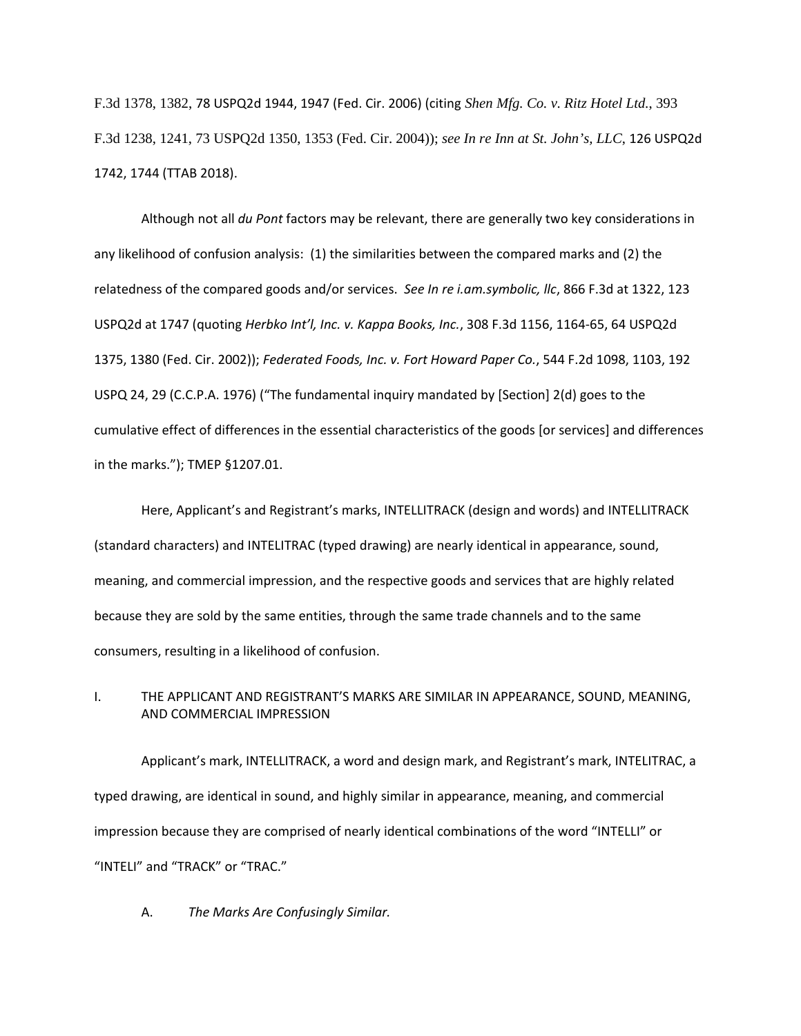F.3d 1378, 1382, 78 USPQ2d 1944, 1947 (Fed. Cir. 2006) (citing *Shen Mfg. Co. v. Ritz Hotel Ltd.*, 393 F.3d 1238, 1241, 73 USPQ2d 1350, 1353 (Fed. Cir. 2004)); *see In re Inn at St. John's, LLC*, 126 USPQ2d 1742, 1744 (TTAB 2018).

Although not all *du Pont* factors may be relevant, there are generally two key considerations in any likelihood of confusion analysis: (1) the similarities between the compared marks and (2) the relatedness of the compared goods and/or services. *See In re i.am.symbolic, llc*, 866 F.3d at 1322, 123 USPQ2d at 1747 (quoting *Herbko Int'l, Inc. v. Kappa Books, Inc.*, 308 F.3d 1156, 1164-65, 64 USPQ2d 1375, 1380 (Fed. Cir. 2002)); *Federated Foods, Inc. v. Fort Howard Paper Co.*, 544 F.2d 1098, 1103, 192 USPQ 24, 29 (C.C.P.A. 1976) ("The fundamental inquiry mandated by [Section] 2(d) goes to the cumulative effect of differences in the essential characteristics of the goods [or services] and differences in the marks."); TMEP §1207.01.

Here, Applicant's and Registrant's marks, INTELLITRACK (design and words) and INTELLITRACK (standard characters) and INTELITRAC (typed drawing) are nearly identical in appearance, sound, meaning, and commercial impression, and the respective goods and services that are highly related because they are sold by the same entities, through the same trade channels and to the same consumers, resulting in a likelihood of confusion.

## I. THE APPLICANT AND REGISTRANT'S MARKS ARE SIMILAR IN APPEARANCE, SOUND, MEANING, AND COMMERCIAL IMPRESSION

Applicant's mark, INTELLITRACK, a word and design mark, and Registrant's mark, INTELITRAC, a typed drawing, are identical in sound, and highly similar in appearance, meaning, and commercial impression because they are comprised of nearly identical combinations of the word "INTELLI" or "INTELI" and "TRACK" or "TRAC."

### A. *The Marks Are Confusingly Similar.*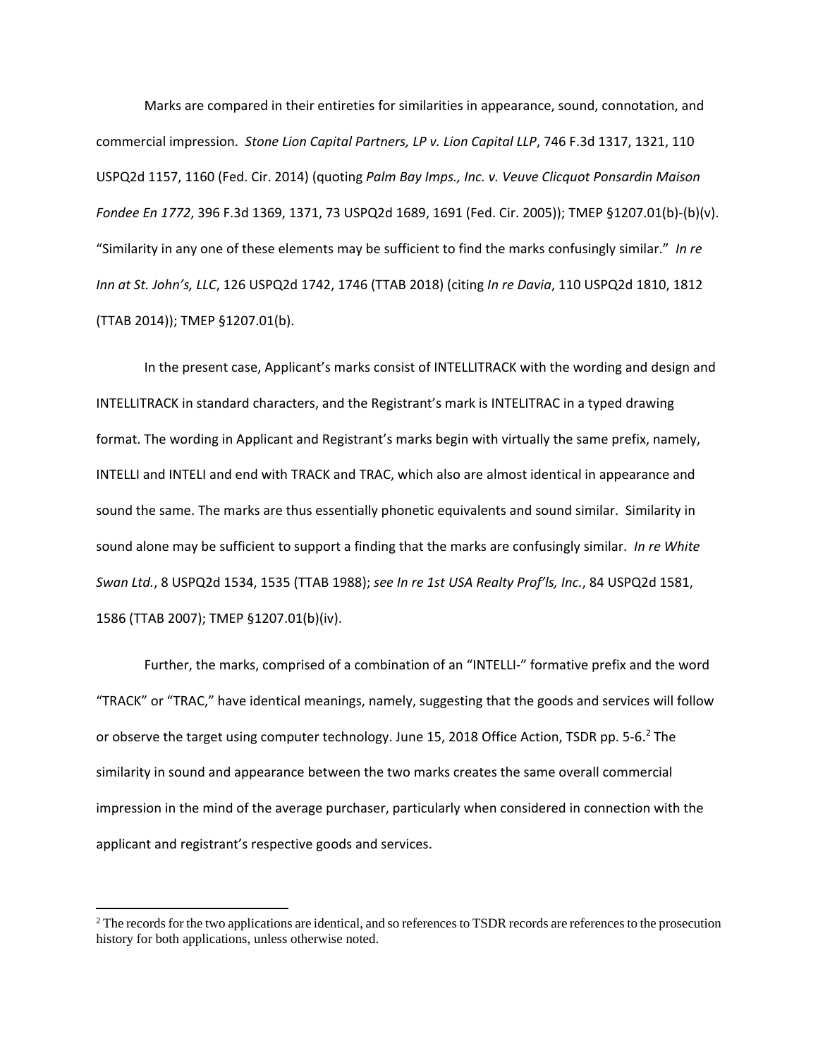Marks are compared in their entireties for similarities in appearance, sound, connotation, and commercial impression. *Stone Lion Capital Partners, LP v. Lion Capital LLP*, 746 F.3d 1317, 1321, 110 USPQ2d 1157, 1160 (Fed. Cir. 2014) (quoting *Palm Bay Imps., Inc. v. Veuve Clicquot Ponsardin Maison Fondee En 1772*, 396 F.3d 1369, 1371, 73 USPQ2d 1689, 1691 (Fed. Cir. 2005)); TMEP §1207.01(b)-(b)(v). "Similarity in any one of these elements may be sufficient to find the marks confusingly similar." *In re Inn at St. John's, LLC*, 126 USPQ2d 1742, 1746 (TTAB 2018) (citing *In re Davia*, 110 USPQ2d 1810, 1812 (TTAB 2014)); TMEP §1207.01(b).

In the present case, Applicant's marks consist of INTELLITRACK with the wording and design and INTELLITRACK in standard characters, and the Registrant's mark is INTELITRAC in a typed drawing format. The wording in Applicant and Registrant's marks begin with virtually the same prefix, namely, INTELLI and INTELI and end with TRACK and TRAC, which also are almost identical in appearance and sound the same. The marks are thus essentially phonetic equivalents and sound similar. Similarity in sound alone may be sufficient to support a finding that the marks are confusingly similar. *In re White Swan Ltd.*, 8 USPQ2d 1534, 1535 (TTAB 1988); *see In re 1st USA Realty Prof'ls, Inc.*, 84 USPQ2d 1581, 1586 (TTAB 2007); TMEP §1207.01(b)(iv).

Further, the marks, comprised of a combination of an "INTELLI-" formative prefix and the word "TRACK" or "TRAC," have identical meanings, namely, suggesting that the goods and services will follow or observe the target using computer technology. June 15, 2018 Office Action, TSDR pp. 5-6.[2] The similarity in sound and appearance between the two marks creates the same overall commercial impression in the mind of the average purchaser, particularly when considered in connection with the applicant and registrant's respective goods and services.

---

[2] The records for the two applications are identical, and so references to TSDR records are references to the prosecution history for both applications, unless otherwise noted.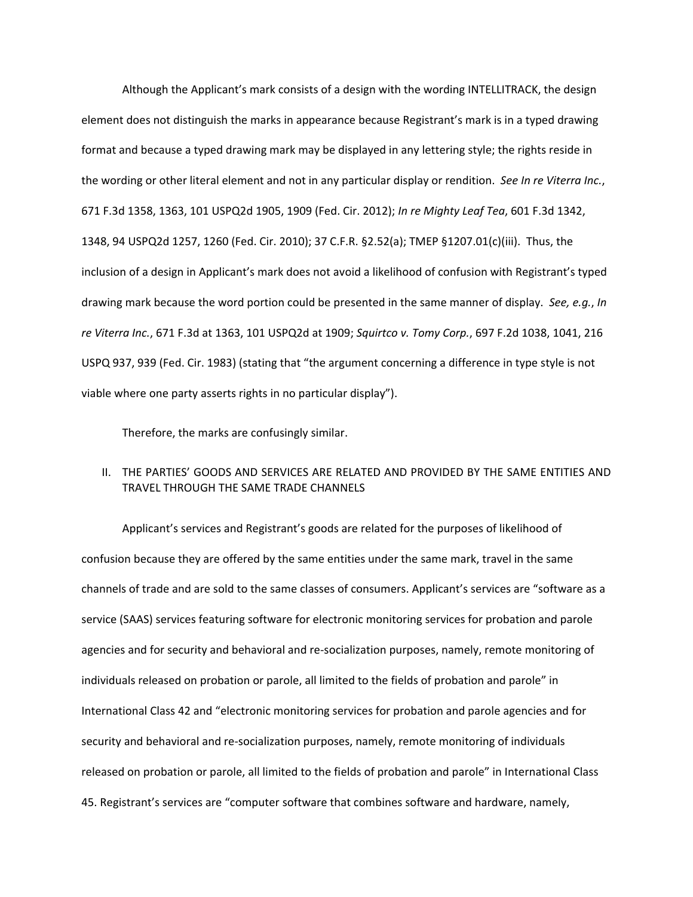Although the Applicant's mark consists of a design with the wording INTELLITRACK, the design element does not distinguish the marks in appearance because Registrant's mark is in a typed drawing format and because a typed drawing mark may be displayed in any lettering style; the rights reside in the wording or other literal element and not in any particular display or rendition. *See In re Viterra Inc.*, 671 F.3d 1358, 1363, 101 USPQ2d 1905, 1909 (Fed. Cir. 2012); *In re Mighty Leaf Tea*, 601 F.3d 1342, 1348, 94 USPQ2d 1257, 1260 (Fed. Cir. 2010); 37 C.F.R. §2.52(a); TMEP §1207.01(c)(iii). Thus, the inclusion of a design in Applicant's mark does not avoid a likelihood of confusion with Registrant's typed drawing mark because the word portion could be presented in the same manner of display. *See, e.g.*, *In re Viterra Inc.*, 671 F.3d at 1363, 101 USPQ2d at 1909; *Squirtco v. Tomy Corp.*, 697 F.2d 1038, 1041, 216 USPQ 937, 939 (Fed. Cir. 1983) (stating that "the argument concerning a difference in type style is not viable where one party asserts rights in no particular display").

Therefore, the marks are confusingly similar.

## II. THE PARTIES' GOODS AND SERVICES ARE RELATED AND PROVIDED BY THE SAME ENTITIES AND TRAVEL THROUGH THE SAME TRADE CHANNELS

Applicant's services and Registrant's goods are related for the purposes of likelihood of confusion because they are offered by the same entities under the same mark, travel in the same channels of trade and are sold to the same classes of consumers. Applicant's services are "software as a service (SAAS) services featuring software for electronic monitoring services for probation and parole agencies and for security and behavioral and re-socialization purposes, namely, remote monitoring of individuals released on probation or parole, all limited to the fields of probation and parole" in International Class 42 and "electronic monitoring services for probation and parole agencies and for security and behavioral and re-socialization purposes, namely, remote monitoring of individuals released on probation or parole, all limited to the fields of probation and parole" in International Class 45. Registrant's services are "computer software that combines software and hardware, namely,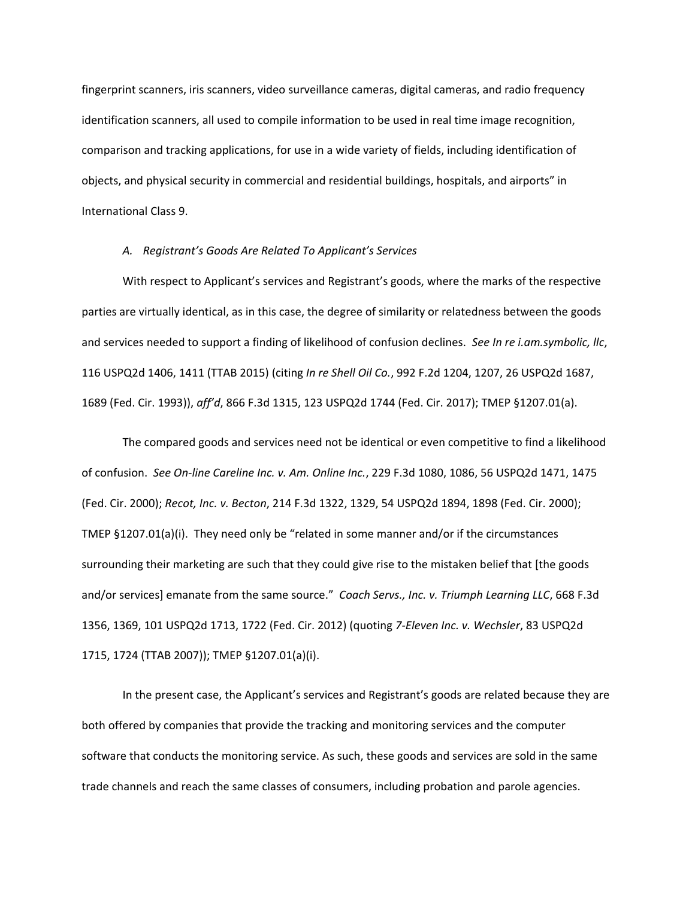fingerprint scanners, iris scanners, video surveillance cameras, digital cameras, and radio frequency identification scanners, all used to compile information to be used in real time image recognition, comparison and tracking applications, for use in a wide variety of fields, including identification of objects, and physical security in commercial and residential buildings, hospitals, and airports" in International Class 9.

### *A. Registrant's Goods Are Related To Applicant's Services*

With respect to Applicant's services and Registrant's goods, where the marks of the respective parties are virtually identical, as in this case, the degree of similarity or relatedness between the goods and services needed to support a finding of likelihood of confusion declines. *See In re i.am.symbolic, llc*, 116 USPQ2d 1406, 1411 (TTAB 2015) (citing *In re Shell Oil Co.*, 992 F.2d 1204, 1207, 26 USPQ2d 1687, 1689 (Fed. Cir. 1993)), *aff'd*, 866 F.3d 1315, 123 USPQ2d 1744 (Fed. Cir. 2017); TMEP §1207.01(a).

The compared goods and services need not be identical or even competitive to find a likelihood of confusion. *See On-line Careline Inc. v. Am. Online Inc.*, 229 F.3d 1080, 1086, 56 USPQ2d 1471, 1475 (Fed. Cir. 2000); *Recot, Inc. v. Becton*, 214 F.3d 1322, 1329, 54 USPQ2d 1894, 1898 (Fed. Cir. 2000); TMEP §1207.01(a)(i). They need only be "related in some manner and/or if the circumstances surrounding their marketing are such that they could give rise to the mistaken belief that [the goods and/or services] emanate from the same source." *Coach Servs., Inc. v. Triumph Learning LLC*, 668 F.3d 1356, 1369, 101 USPQ2d 1713, 1722 (Fed. Cir. 2012) (quoting *7-Eleven Inc. v. Wechsler*, 83 USPQ2d 1715, 1724 (TTAB 2007)); TMEP §1207.01(a)(i).

In the present case, the Applicant's services and Registrant's goods are related because they are both offered by companies that provide the tracking and monitoring services and the computer software that conducts the monitoring service. As such, these goods and services are sold in the same trade channels and reach the same classes of consumers, including probation and parole agencies.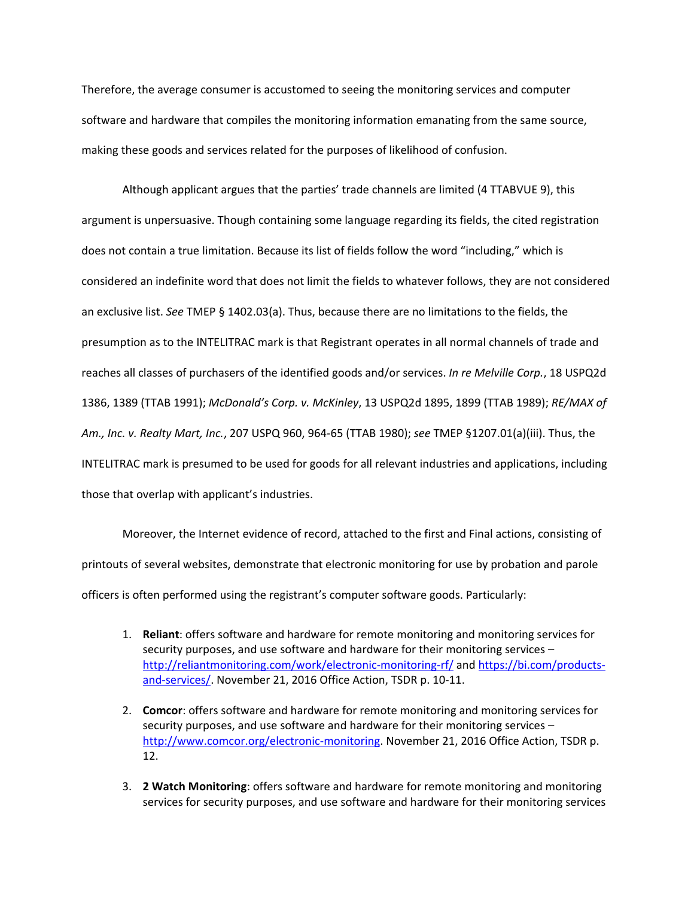Therefore, the average consumer is accustomed to seeing the monitoring services and computer software and hardware that compiles the monitoring information emanating from the same source, making these goods and services related for the purposes of likelihood of confusion.

Although applicant argues that the parties' trade channels are limited (4 TTABVUE 9), this argument is unpersuasive. Though containing some language regarding its fields, the cited registration does not contain a true limitation. Because its list of fields follow the word "including," which is considered an indefinite word that does not limit the fields to whatever follows, they are not considered an exclusive list. *See* TMEP § 1402.03(a). Thus, because there are no limitations to the fields, the presumption as to the INTELITRAC mark is that Registrant operates in all normal channels of trade and reaches all classes of purchasers of the identified goods and/or services. *In re Melville Corp.*, 18 USPQ2d 1386, 1389 (TTAB 1991); *McDonald's Corp. v. McKinley*, 13 USPQ2d 1895, 1899 (TTAB 1989); *RE/MAX of Am., Inc. v. Realty Mart, Inc.*, 207 USPQ 960, 964-65 (TTAB 1980); *see* TMEP §1207.01(a)(iii). Thus, the INTELITRAC mark is presumed to be used for goods for all relevant industries and applications, including those that overlap with applicant's industries.

Moreover, the Internet evidence of record, attached to the first and Final actions, consisting of printouts of several websites, demonstrate that electronic monitoring for use by probation and parole officers is often performed using the registrant's computer software goods. Particularly:

1. **Reliant**: offers software and hardware for remote monitoring and monitoring services for security purposes, and use software and hardware for their monitoring services – http://reliantmonitoring.com/work/electronic-monitoring-rf/ and https://bi.com/products-and-services/. November 21, 2016 Office Action, TSDR p. 10-11.

2. **Comcor**: offers software and hardware for remote monitoring and monitoring services for security purposes, and use software and hardware for their monitoring services – http://www.comcor.org/electronic-monitoring. November 21, 2016 Office Action, TSDR p. 12.

3. **2 Watch Monitoring**: offers software and hardware for remote monitoring and monitoring services for security purposes, and use software and hardware for their monitoring services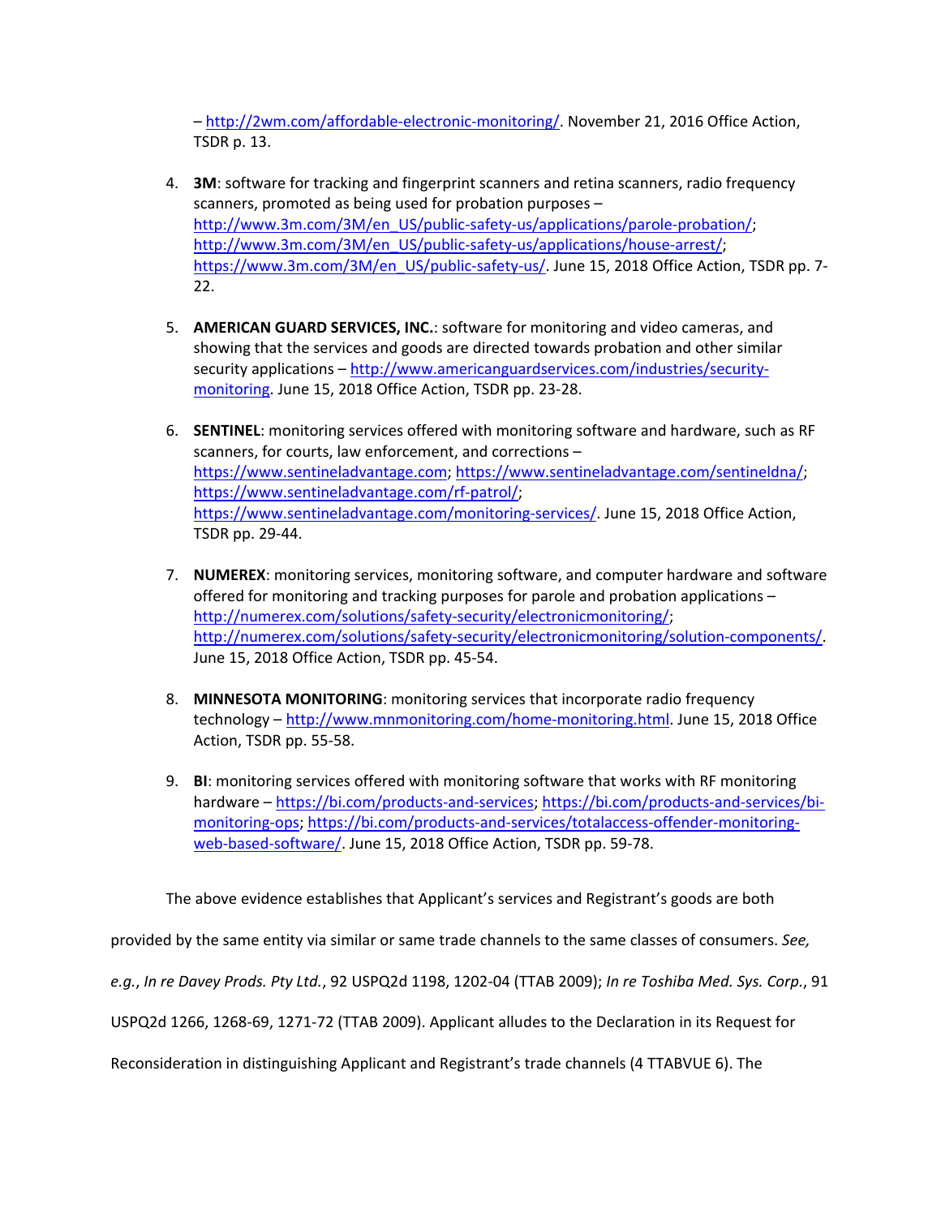– http://2wm.com/affordable-electronic-monitoring/. November 21, 2016 Office Action, TSDR p. 13.

4. **3M**: software for tracking and fingerprint scanners and retina scanners, radio frequency scanners, promoted as being used for probation purposes – http://www.3m.com/3M/en_US/public-safety-us/applications/parole-probation/; http://www.3m.com/3M/en_US/public-safety-us/applications/house-arrest/; https://www.3m.com/3M/en_US/public-safety-us/. June 15, 2018 Office Action, TSDR pp. 7-22.

5. **AMERICAN GUARD SERVICES, INC.**: software for monitoring and video cameras, and showing that the services and goods are directed towards probation and other similar security applications – http://www.americanguardservices.com/industries/security-monitoring. June 15, 2018 Office Action, TSDR pp. 23-28.

6. **SENTINEL**: monitoring services offered with monitoring software and hardware, such as RF scanners, for courts, law enforcement, and corrections – https://www.sentineladvantage.com; https://www.sentineladvantage.com/sentineldna/; https://www.sentineladvantage.com/rf-patrol/; https://www.sentineladvantage.com/monitoring-services/. June 15, 2018 Office Action, TSDR pp. 29-44.

7. **NUMEREX**: monitoring services, monitoring software, and computer hardware and software offered for monitoring and tracking purposes for parole and probation applications – http://numerex.com/solutions/safety-security/electronicmonitoring/; http://numerex.com/solutions/safety-security/electronicmonitoring/solution-components/. June 15, 2018 Office Action, TSDR pp. 45-54.

8. **MINNESOTA MONITORING**: monitoring services that incorporate radio frequency technology – http://www.mnmonitoring.com/home-monitoring.html. June 15, 2018 Office Action, TSDR pp. 55-58.

9. **BI**: monitoring services offered with monitoring software that works with RF monitoring hardware – https://bi.com/products-and-services; https://bi.com/products-and-services/bi-monitoring-ops; https://bi.com/products-and-services/totalaccess-offender-monitoring-web-based-software/. June 15, 2018 Office Action, TSDR pp. 59-78.

The above evidence establishes that Applicant's services and Registrant's goods are both provided by the same entity via similar or same trade channels to the same classes of consumers. *See, e.g.*, *In re Davey Prods. Pty Ltd.*, 92 USPQ2d 1198, 1202-04 (TTAB 2009); *In re Toshiba Med. Sys. Corp.*, 91 USPQ2d 1266, 1268-69, 1271-72 (TTAB 2009). Applicant alludes to the Declaration in its Request for Reconsideration in distinguishing Applicant and Registrant's trade channels (4 TTABVUE 6). The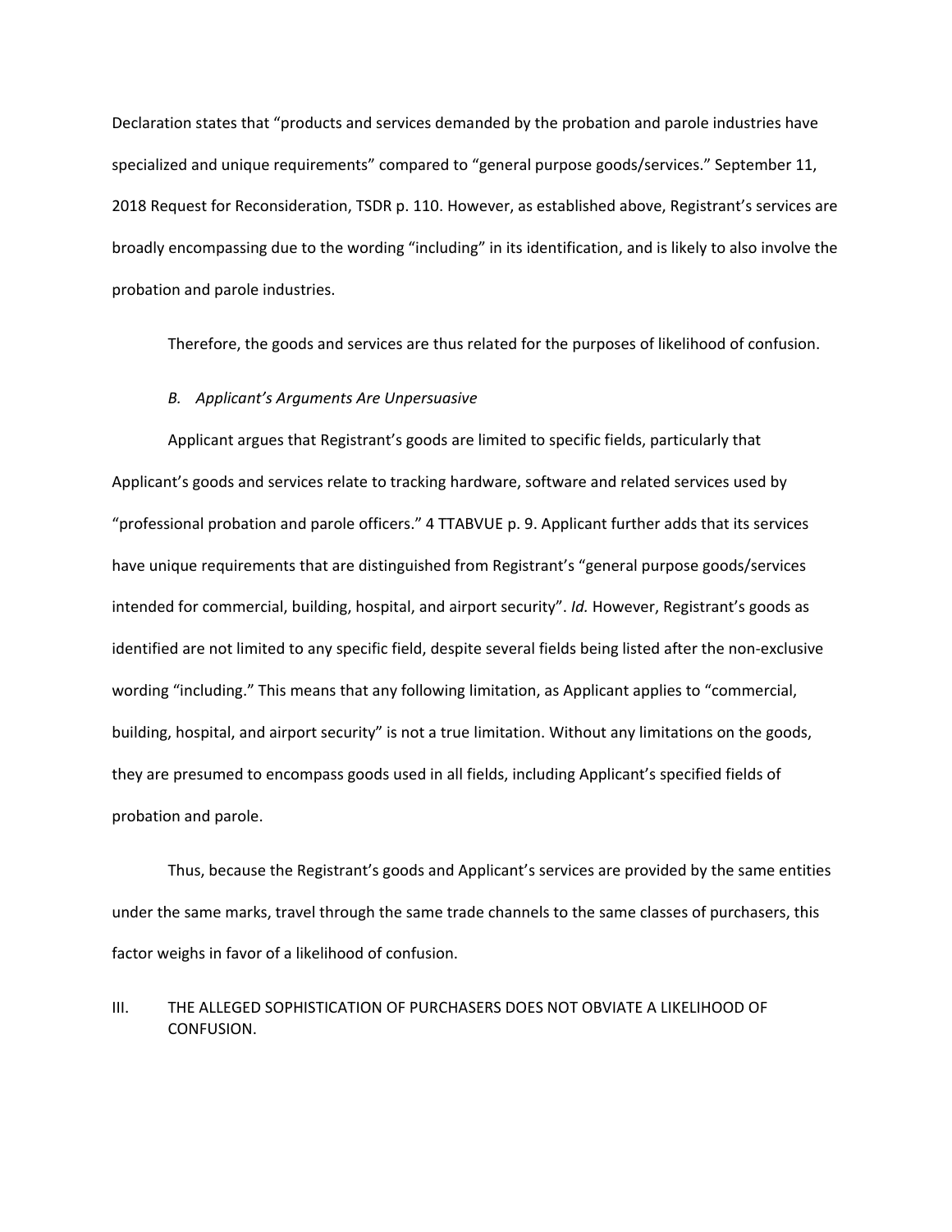Declaration states that "products and services demanded by the probation and parole industries have specialized and unique requirements" compared to "general purpose goods/services." September 11, 2018 Request for Reconsideration, TSDR p. 110. However, as established above, Registrant's services are broadly encompassing due to the wording "including" in its identification, and is likely to also involve the probation and parole industries.

Therefore, the goods and services are thus related for the purposes of likelihood of confusion.

### *B. Applicant's Arguments Are Unpersuasive*

Applicant argues that Registrant's goods are limited to specific fields, particularly that Applicant's goods and services relate to tracking hardware, software and related services used by "professional probation and parole officers." 4 TTABVUE p. 9. Applicant further adds that its services have unique requirements that are distinguished from Registrant's "general purpose goods/services intended for commercial, building, hospital, and airport security". *Id.* However, Registrant's goods as identified are not limited to any specific field, despite several fields being listed after the non-exclusive wording "including." This means that any following limitation, as Applicant applies to "commercial, building, hospital, and airport security" is not a true limitation. Without any limitations on the goods, they are presumed to encompass goods used in all fields, including Applicant's specified fields of probation and parole.

Thus, because the Registrant's goods and Applicant's services are provided by the same entities under the same marks, travel through the same trade channels to the same classes of purchasers, this factor weighs in favor of a likelihood of confusion.

## III. THE ALLEGED SOPHISTICATION OF PURCHASERS DOES NOT OBVIATE A LIKELIHOOD OF CONFUSION.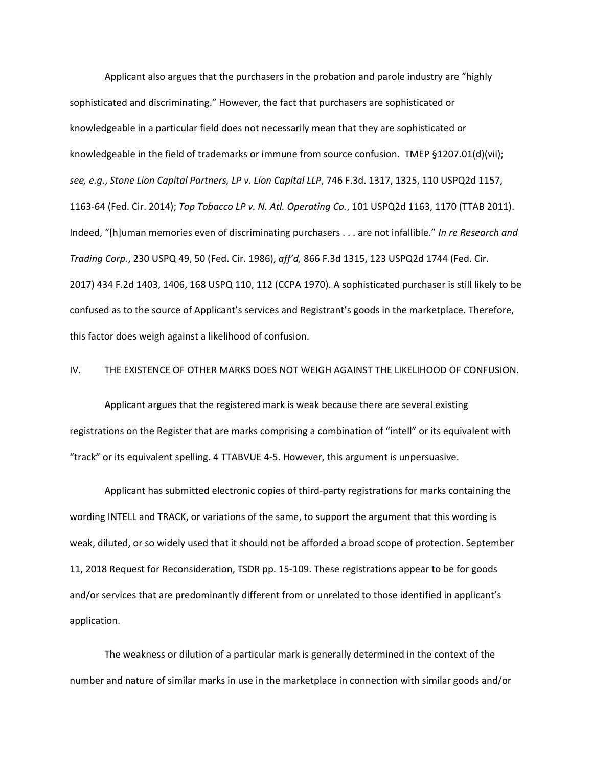Applicant also argues that the purchasers in the probation and parole industry are "highly sophisticated and discriminating." However, the fact that purchasers are sophisticated or knowledgeable in a particular field does not necessarily mean that they are sophisticated or knowledgeable in the field of trademarks or immune from source confusion. TMEP §1207.01(d)(vii); *see, e.g.*, *Stone Lion Capital Partners, LP v. Lion Capital LLP*, 746 F.3d. 1317, 1325, 110 USPQ2d 1157, 1163-64 (Fed. Cir. 2014); *Top Tobacco LP v. N. Atl. Operating Co.*, 101 USPQ2d 1163, 1170 (TTAB 2011). Indeed, "[h]uman memories even of discriminating purchasers . . . are not infallible." *In re Research and Trading Corp.*, 230 USPQ 49, 50 (Fed. Cir. 1986), *aff'd,* 866 F.3d 1315, 123 USPQ2d 1744 (Fed. Cir. 2017) 434 F.2d 1403, 1406, 168 USPQ 110, 112 (CCPA 1970). A sophisticated purchaser is still likely to be confused as to the source of Applicant's services and Registrant's goods in the marketplace. Therefore, this factor does weigh against a likelihood of confusion.

IV. THE EXISTENCE OF OTHER MARKS DOES NOT WEIGH AGAINST THE LIKELIHOOD OF CONFUSION.

Applicant argues that the registered mark is weak because there are several existing registrations on the Register that are marks comprising a combination of "intell" or its equivalent with "track" or its equivalent spelling. 4 TTABVUE 4-5. However, this argument is unpersuasive.

Applicant has submitted electronic copies of third-party registrations for marks containing the wording INTELL and TRACK, or variations of the same, to support the argument that this wording is weak, diluted, or so widely used that it should not be afforded a broad scope of protection. September 11, 2018 Request for Reconsideration, TSDR pp. 15-109. These registrations appear to be for goods and/or services that are predominantly different from or unrelated to those identified in applicant's application.

The weakness or dilution of a particular mark is generally determined in the context of the number and nature of similar marks in use in the marketplace in connection with similar goods and/or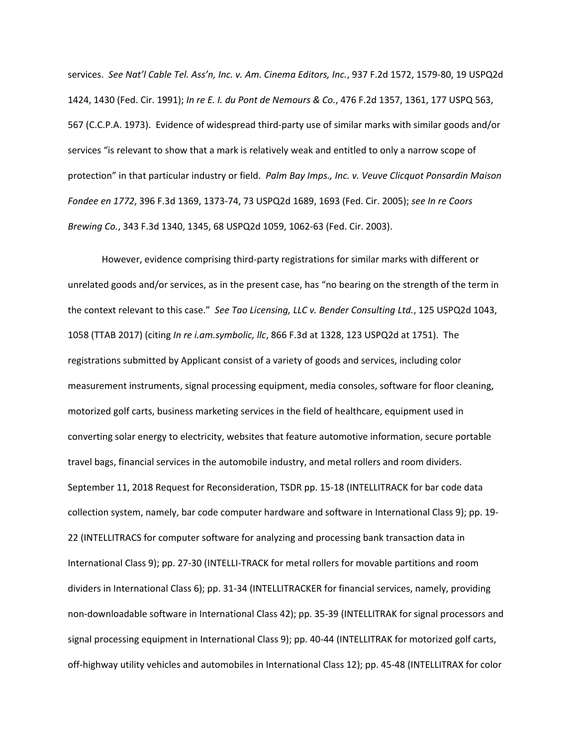services. *See Nat'l Cable Tel. Ass'n, Inc. v. Am. Cinema Editors, Inc.*, 937 F.2d 1572, 1579-80, 19 USPQ2d 1424, 1430 (Fed. Cir. 1991); *In re E. I. du Pont de Nemours & Co.*, 476 F.2d 1357, 1361, 177 USPQ 563, 567 (C.C.P.A. 1973). Evidence of widespread third-party use of similar marks with similar goods and/or services "is relevant to show that a mark is relatively weak and entitled to only a narrow scope of protection" in that particular industry or field. *Palm Bay Imps., Inc. v. Veuve Clicquot Ponsardin Maison Fondee en 1772*, 396 F.3d 1369, 1373-74, 73 USPQ2d 1689, 1693 (Fed. Cir. 2005); *see In re Coors Brewing Co.*, 343 F.3d 1340, 1345, 68 USPQ2d 1059, 1062-63 (Fed. Cir. 2003).

However, evidence comprising third-party registrations for similar marks with different or unrelated goods and/or services, as in the present case, has "no bearing on the strength of the term in the context relevant to this case." *See Tao Licensing, LLC v. Bender Consulting Ltd.*, 125 USPQ2d 1043, 1058 (TTAB 2017) (citing *In re i.am.symbolic, llc*, 866 F.3d at 1328, 123 USPQ2d at 1751). The registrations submitted by Applicant consist of a variety of goods and services, including color measurement instruments, signal processing equipment, media consoles, software for floor cleaning, motorized golf carts, business marketing services in the field of healthcare, equipment used in converting solar energy to electricity, websites that feature automotive information, secure portable travel bags, financial services in the automobile industry, and metal rollers and room dividers. September 11, 2018 Request for Reconsideration, TSDR pp. 15-18 (INTELLITRACK for bar code data collection system, namely, bar code computer hardware and software in International Class 9); pp. 19-22 (INTELLITRACS for computer software for analyzing and processing bank transaction data in International Class 9); pp. 27-30 (INTELLI-TRACK for metal rollers for movable partitions and room dividers in International Class 6); pp. 31-34 (INTELLITRACKER for financial services, namely, providing non-downloadable software in International Class 42); pp. 35-39 (INTELLITRAK for signal processors and signal processing equipment in International Class 9); pp. 40-44 (INTELLITRAK for motorized golf carts, off-highway utility vehicles and automobiles in International Class 12); pp. 45-48 (INTELLITRAX for color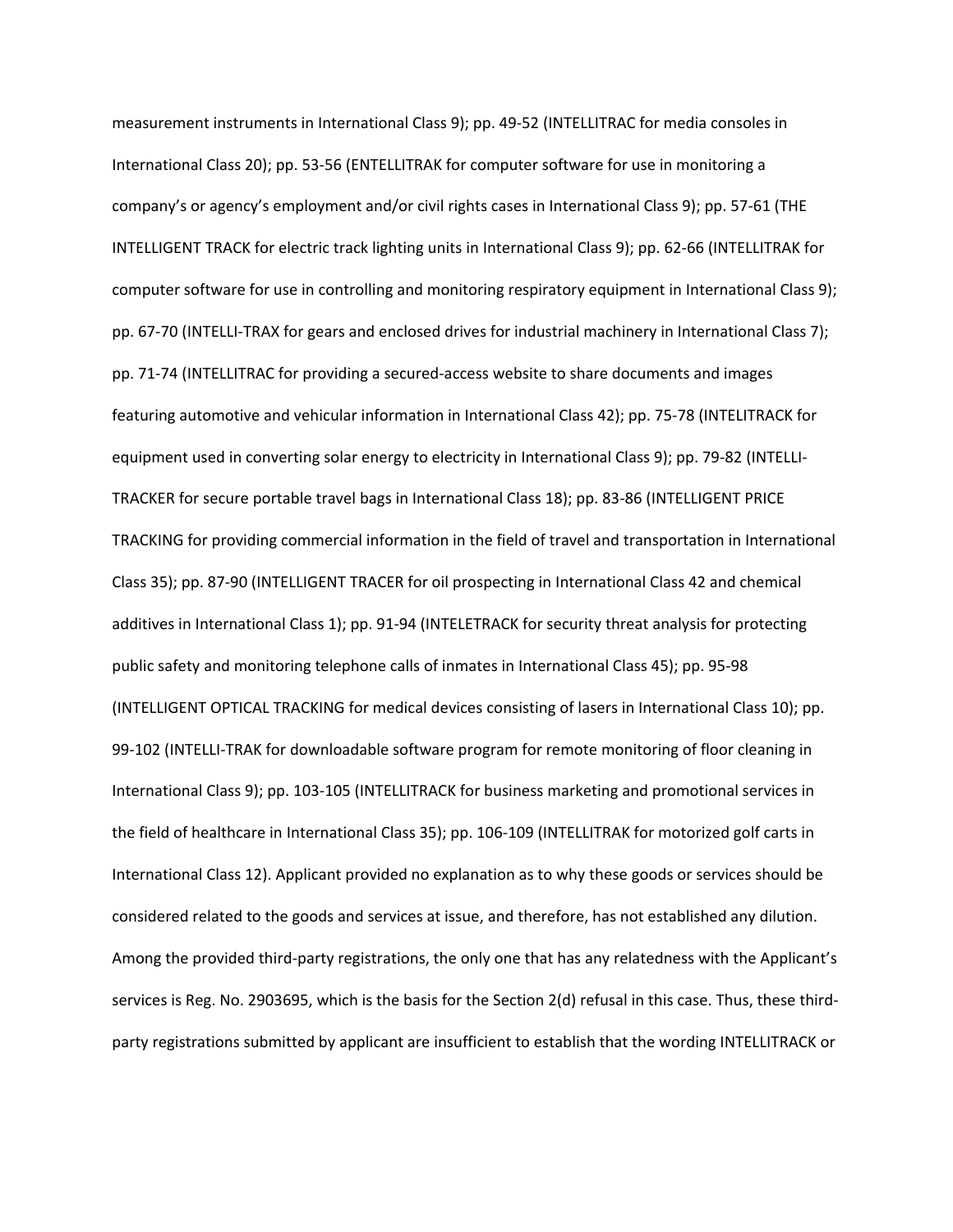measurement instruments in International Class 9); pp. 49-52 (INTELLITRAC for media consoles in International Class 20); pp. 53-56 (ENTELLITRAK for computer software for use in monitoring a company's or agency's employment and/or civil rights cases in International Class 9); pp. 57-61 (THE INTELLIGENT TRACK for electric track lighting units in International Class 9); pp. 62-66 (INTELLITRAK for computer software for use in controlling and monitoring respiratory equipment in International Class 9); pp. 67-70 (INTELLI-TRAX for gears and enclosed drives for industrial machinery in International Class 7); pp. 71-74 (INTELLITRAC for providing a secured-access website to share documents and images featuring automotive and vehicular information in International Class 42); pp. 75-78 (INTELITRACK for equipment used in converting solar energy to electricity in International Class 9); pp. 79-82 (INTELLI-TRACKER for secure portable travel bags in International Class 18); pp. 83-86 (INTELLIGENT PRICE TRACKING for providing commercial information in the field of travel and transportation in International Class 35); pp. 87-90 (INTELLIGENT TRACER for oil prospecting in International Class 42 and chemical additives in International Class 1); pp. 91-94 (INTELETRACK for security threat analysis for protecting public safety and monitoring telephone calls of inmates in International Class 45); pp. 95-98 (INTELLIGENT OPTICAL TRACKING for medical devices consisting of lasers in International Class 10); pp. 99-102 (INTELLI-TRAK for downloadable software program for remote monitoring of floor cleaning in International Class 9); pp. 103-105 (INTELLITRACK for business marketing and promotional services in the field of healthcare in International Class 35); pp. 106-109 (INTELLITRAK for motorized golf carts in International Class 12). Applicant provided no explanation as to why these goods or services should be considered related to the goods and services at issue, and therefore, has not established any dilution. Among the provided third-party registrations, the only one that has any relatedness with the Applicant's services is Reg. No. 2903695, which is the basis for the Section 2(d) refusal in this case. Thus, these third-party registrations submitted by applicant are insufficient to establish that the wording INTELLITRACK or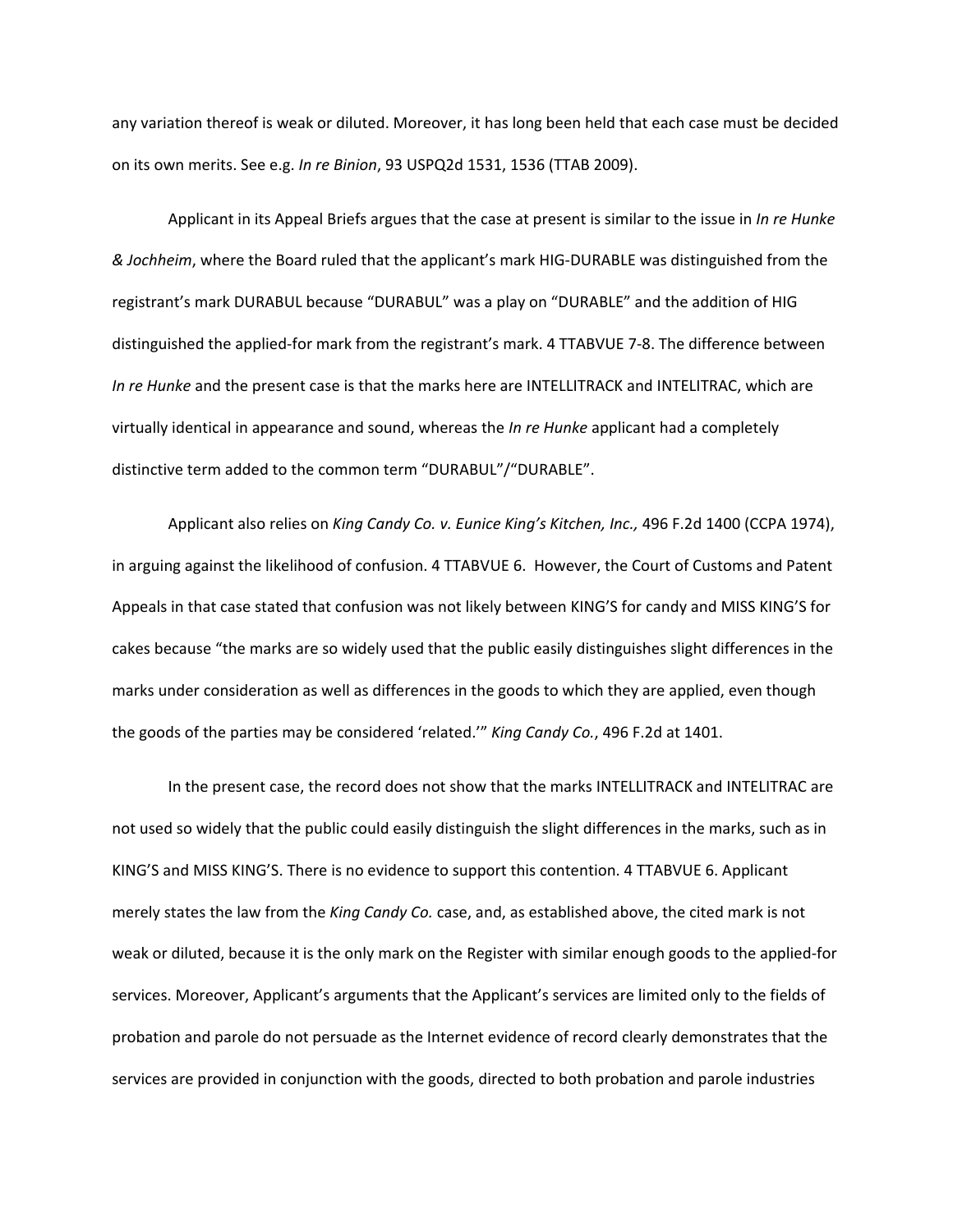any variation thereof is weak or diluted. Moreover, it has long been held that each case must be decided on its own merits. See e.g. *In re Binion*, 93 USPQ2d 1531, 1536 (TTAB 2009).

Applicant in its Appeal Briefs argues that the case at present is similar to the issue in *In re Hunke & Jochheim*, where the Board ruled that the applicant's mark HIG-DURABLE was distinguished from the registrant's mark DURABUL because "DURABUL" was a play on "DURABLE" and the addition of HIG distinguished the applied-for mark from the registrant's mark. 4 TTABVUE 7-8. The difference between *In re Hunke* and the present case is that the marks here are INTELLITRACK and INTELITRAC, which are virtually identical in appearance and sound, whereas the *In re Hunke* applicant had a completely distinctive term added to the common term "DURABUL"/"DURABLE".

Applicant also relies on *King Candy Co. v. Eunice King's Kitchen, Inc.,* 496 F.2d 1400 (CCPA 1974), in arguing against the likelihood of confusion. 4 TTABVUE 6. However, the Court of Customs and Patent Appeals in that case stated that confusion was not likely between KING'S for candy and MISS KING'S for cakes because "the marks are so widely used that the public easily distinguishes slight differences in the marks under consideration as well as differences in the goods to which they are applied, even though the goods of the parties may be considered 'related.'" *King Candy Co.*, 496 F.2d at 1401.

In the present case, the record does not show that the marks INTELLITRACK and INTELITRAC are not used so widely that the public could easily distinguish the slight differences in the marks, such as in KING'S and MISS KING'S. There is no evidence to support this contention. 4 TTABVUE 6. Applicant merely states the law from the *King Candy Co.* case, and, as established above, the cited mark is not weak or diluted, because it is the only mark on the Register with similar enough goods to the applied-for services. Moreover, Applicant's arguments that the Applicant's services are limited only to the fields of probation and parole do not persuade as the Internet evidence of record clearly demonstrates that the services are provided in conjunction with the goods, directed to both probation and parole industries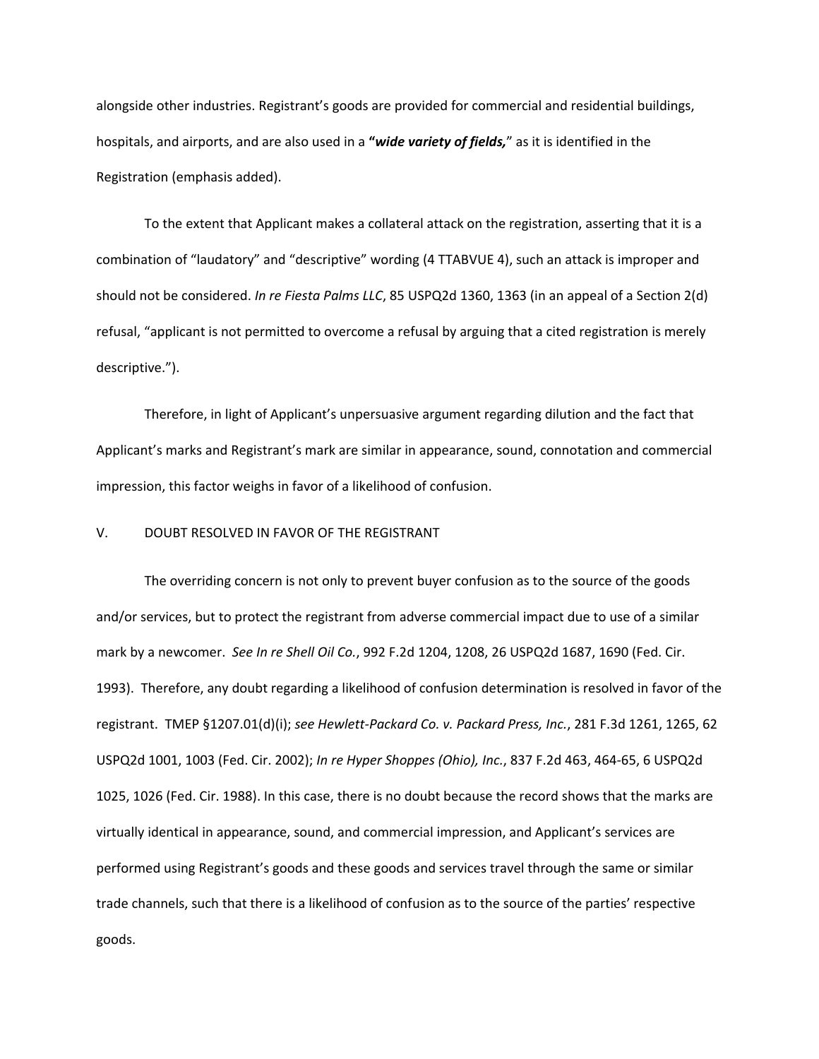alongside other industries. Registrant's goods are provided for commercial and residential buildings, hospitals, and airports, and are also used in a ***"wide variety of fields,***" as it is identified in the Registration (emphasis added).

To the extent that Applicant makes a collateral attack on the registration, asserting that it is a combination of "laudatory" and "descriptive" wording (4 TTABVUE 4), such an attack is improper and should not be considered. *In re Fiesta Palms LLC*, 85 USPQ2d 1360, 1363 (in an appeal of a Section 2(d) refusal, "applicant is not permitted to overcome a refusal by arguing that a cited registration is merely descriptive.").

Therefore, in light of Applicant's unpersuasive argument regarding dilution and the fact that Applicant's marks and Registrant's mark are similar in appearance, sound, connotation and commercial impression, this factor weighs in favor of a likelihood of confusion.

## V. DOUBT RESOLVED IN FAVOR OF THE REGISTRANT

The overriding concern is not only to prevent buyer confusion as to the source of the goods and/or services, but to protect the registrant from adverse commercial impact due to use of a similar mark by a newcomer. *See In re Shell Oil Co.*, 992 F.2d 1204, 1208, 26 USPQ2d 1687, 1690 (Fed. Cir. 1993). Therefore, any doubt regarding a likelihood of confusion determination is resolved in favor of the registrant. TMEP §1207.01(d)(i); *see Hewlett-Packard Co. v. Packard Press, Inc.*, 281 F.3d 1261, 1265, 62 USPQ2d 1001, 1003 (Fed. Cir. 2002); *In re Hyper Shoppes (Ohio), Inc.*, 837 F.2d 463, 464-65, 6 USPQ2d 1025, 1026 (Fed. Cir. 1988). In this case, there is no doubt because the record shows that the marks are virtually identical in appearance, sound, and commercial impression, and Applicant's services are performed using Registrant's goods and these goods and services travel through the same or similar trade channels, such that there is a likelihood of confusion as to the source of the parties' respective goods.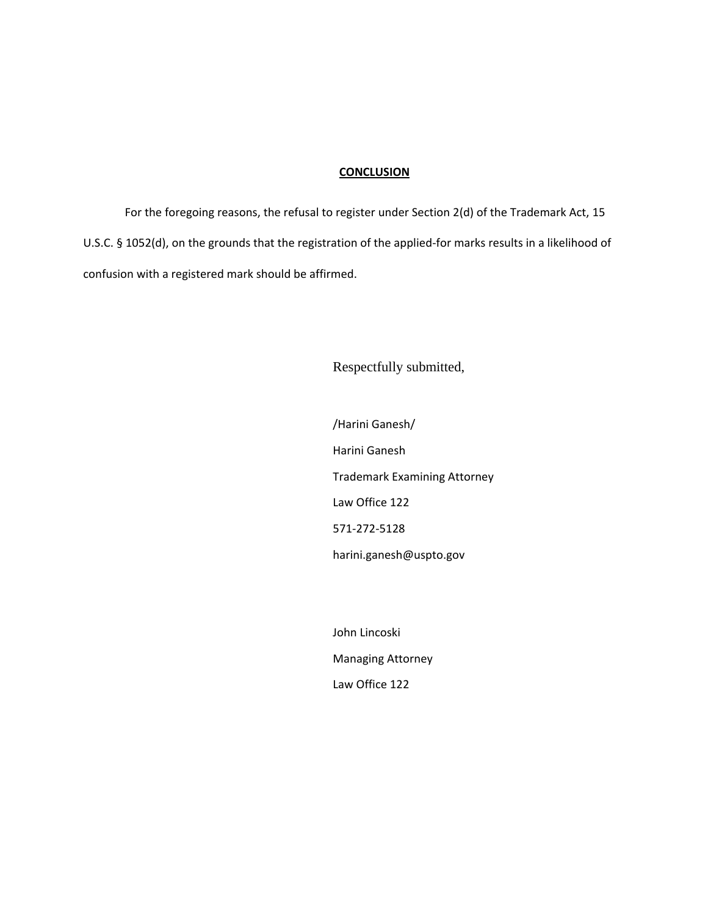## **CONCLUSION**

For the foregoing reasons, the refusal to register under Section 2(d) of the Trademark Act, 15 U.S.C. § 1052(d), on the grounds that the registration of the applied-for marks results in a likelihood of confusion with a registered mark should be affirmed.

Respectfully submitted,

/Harini Ganesh/

Harini Ganesh

Trademark Examining Attorney

Law Office 122

571-272-5128

harini.ganesh@uspto.gov

John Lincoski

Managing Attorney

Law Office 122